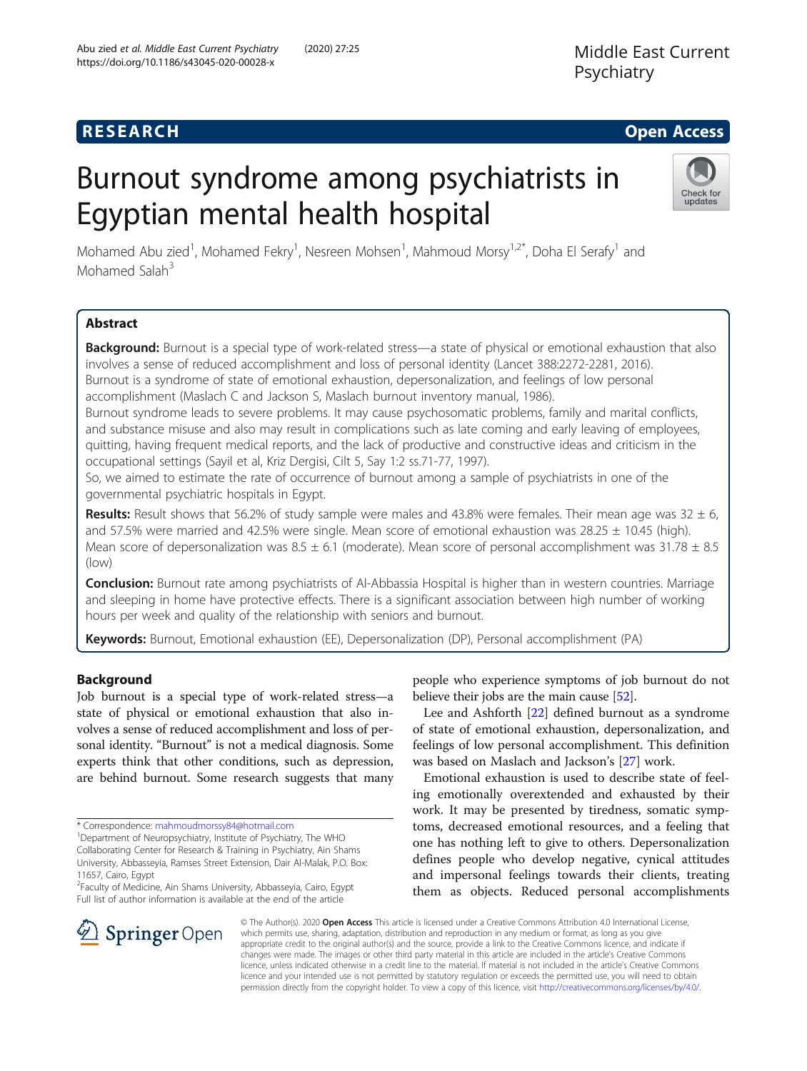RESEARCH

Open Access

# Burnout syndrome among psychiatrists in Egyptian mental health hospital

Mohamed Abu zied[1], Mohamed Fekry[1], Nesreen Mohsen[1], Mahmoud Morsy[1,2*], Doha El Serafy[1] and Mohamed Salah[3]

## Abstract

**Background:** Burnout is a special type of work-related stress—a state of physical or emotional exhaustion that also involves a sense of reduced accomplishment and loss of personal identity (Lancet 388:2272-2281, 2016). Burnout is a syndrome of state of emotional exhaustion, depersonalization, and feelings of low personal accomplishment (Maslach C and Jackson S, Maslach burnout inventory manual, 1986).

Burnout syndrome leads to severe problems. It may cause psychosomatic problems, family and marital conflicts, and substance misuse and also may result in complications such as late coming and early leaving of employees, quitting, having frequent medical reports, and the lack of productive and constructive ideas and criticism in the occupational settings (Sayil et al, Kriz Dergisi, Cilt 5, Say 1:2 ss.71-77, 1997).

So, we aimed to estimate the rate of occurrence of burnout among a sample of psychiatrists in one of the governmental psychiatric hospitals in Egypt.

**Results:** Result shows that 56.2% of study sample were males and 43.8% were females. Their mean age was 32 ± 6, and 57.5% were married and 42.5% were single. Mean score of emotional exhaustion was 28.25 ± 10.45 (high). Mean score of depersonalization was 8.5 ± 6.1 (moderate). Mean score of personal accomplishment was 31.78 ± 8.5 (low)

**Conclusion:** Burnout rate among psychiatrists of Al-Abbassia Hospital is higher than in western countries. Marriage and sleeping in home have protective effects. There is a significant association between high number of working hours per week and quality of the relationship with seniors and burnout.

**Keywords:** Burnout, Emotional exhaustion (EE), Depersonalization (DP), Personal accomplishment (PA)

## Background

Job burnout is a special type of work-related stress—a state of physical or emotional exhaustion that also involves a sense of reduced accomplishment and loss of personal identity. "Burnout" is not a medical diagnosis. Some experts think that other conditions, such as depression, are behind burnout. Some research suggests that many people who experience symptoms of job burnout do not believe their jobs are the main cause [52].

Lee and Ashforth [22] defined burnout as a syndrome of state of emotional exhaustion, depersonalization, and feelings of low personal accomplishment. This definition was based on Maslach and Jackson's [27] work.

Emotional exhaustion is used to describe state of feeling emotionally overextended and exhausted by their work. It may be presented by tiredness, somatic symptoms, decreased emotional resources, and a feeling that one has nothing left to give to others. Depersonalization defines people who develop negative, cynical attitudes and impersonal feelings towards their clients, treating them as objects. Reduced personal accomplishments

* Correspondence: mahmoudmorssy84@hotmail.com

[1]Department of Neuropsychiatry, Institute of Psychiatry, The WHO Collaborating Center for Research & Training in Psychiatry, Ain Shams University, Abbasseyia, Ramses Street Extension, Dair Al-Malak, P.O. Box: 11657, Cairo, Egypt

[2]Faculty of Medicine, Ain Shams University, Abbasseyia, Cairo, Egypt

Full list of author information is available at the end of the article

© The Author(s). 2020 **Open Access** This article is licensed under a Creative Commons Attribution 4.0 International License, which permits use, sharing, adaptation, distribution and reproduction in any medium or format, as long as you give appropriate credit to the original author(s) and the source, provide a link to the Creative Commons licence, and indicate if changes were made. The images or other third party material in this article are included in the article's Creative Commons licence, unless indicated otherwise in a credit line to the material. If material is not included in the article's Creative Commons licence and your intended use is not permitted by statutory regulation or exceeds the permitted use, you will need to obtain permission directly from the copyright holder. To view a copy of this licence, visit http://creativecommons.org/licenses/by/4.0/.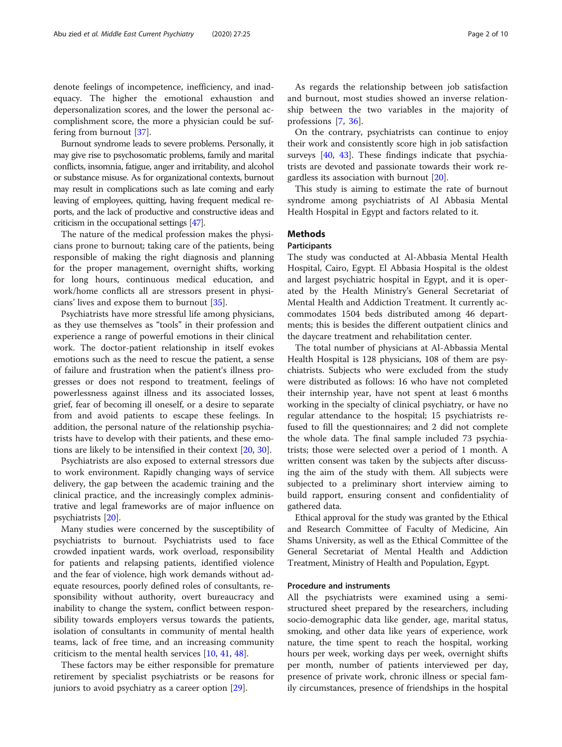denote feelings of incompetence, inefficiency, and inadequacy. The higher the emotional exhaustion and depersonalization scores, and the lower the personal accomplishment score, the more a physician could be suffering from burnout [37].

Burnout syndrome leads to severe problems. Personally, it may give rise to psychosomatic problems, family and marital conflicts, insomnia, fatigue, anger and irritability, and alcohol or substance misuse. As for organizational contexts, burnout may result in complications such as late coming and early leaving of employees, quitting, having frequent medical reports, and the lack of productive and constructive ideas and criticism in the occupational settings [47].

The nature of the medical profession makes the physicians prone to burnout; taking care of the patients, being responsible of making the right diagnosis and planning for the proper management, overnight shifts, working for long hours, continuous medical education, and work/home conflicts all are stressors present in physicians' lives and expose them to burnout [35].

Psychiatrists have more stressful life among physicians, as they use themselves as "tools" in their profession and experience a range of powerful emotions in their clinical work. The doctor-patient relationship in itself evokes emotions such as the need to rescue the patient, a sense of failure and frustration when the patient's illness progresses or does not respond to treatment, feelings of powerlessness against illness and its associated losses, grief, fear of becoming ill oneself, or a desire to separate from and avoid patients to escape these feelings. In addition, the personal nature of the relationship psychiatrists have to develop with their patients, and these emotions are likely to be intensified in their context [20, 30].

Psychiatrists are also exposed to external stressors due to work environment. Rapidly changing ways of service delivery, the gap between the academic training and the clinical practice, and the increasingly complex administrative and legal frameworks are of major influence on psychiatrists [20].

Many studies were concerned by the susceptibility of psychiatrists to burnout. Psychiatrists used to face crowded inpatient wards, work overload, responsibility for patients and relapsing patients, identified violence and the fear of violence, high work demands without adequate resources, poorly defined roles of consultants, responsibility without authority, overt bureaucracy and inability to change the system, conflict between responsibility towards employers versus towards the patients, isolation of consultants in community of mental health teams, lack of free time, and an increasing community criticism to the mental health services [10, 41, 48].

These factors may be either responsible for premature retirement by specialist psychiatrists or be reasons for juniors to avoid psychiatry as a career option [29].

As regards the relationship between job satisfaction and burnout, most studies showed an inverse relationship between the two variables in the majority of professions [7, 36].

On the contrary, psychiatrists can continue to enjoy their work and consistently score high in job satisfaction surveys [40, 43]. These findings indicate that psychiatrists are devoted and passionate towards their work regardless its association with burnout [20].

This study is aiming to estimate the rate of burnout syndrome among psychiatrists of Al Abbasia Mental Health Hospital in Egypt and factors related to it.

## Methods

### Participants

The study was conducted at Al-Abbasia Mental Health Hospital, Cairo, Egypt. El Abbasia Hospital is the oldest and largest psychiatric hospital in Egypt, and it is operated by the Health Ministry's General Secretariat of Mental Health and Addiction Treatment. It currently accommodates 1504 beds distributed among 46 departments; this is besides the different outpatient clinics and the daycare treatment and rehabilitation center.

The total number of physicians at Al-Abbassia Mental Health Hospital is 128 physicians, 108 of them are psychiatrists. Subjects who were excluded from the study were distributed as follows: 16 who have not completed their internship year, have not spent at least 6 months working in the specialty of clinical psychiatry, or have no regular attendance to the hospital; 15 psychiatrists refused to fill the questionnaires; and 2 did not complete the whole data. The final sample included 73 psychiatrists; those were selected over a period of 1 month. A written consent was taken by the subjects after discussing the aim of the study with them. All subjects were subjected to a preliminary short interview aiming to build rapport, ensuring consent and confidentiality of gathered data.

Ethical approval for the study was granted by the Ethical and Research Committee of Faculty of Medicine, Ain Shams University, as well as the Ethical Committee of the General Secretariat of Mental Health and Addiction Treatment, Ministry of Health and Population, Egypt.

### Procedure and instruments

All the psychiatrists were examined using a semi-structured sheet prepared by the researchers, including socio-demographic data like gender, age, marital status, smoking, and other data like years of experience, work nature, the time spent to reach the hospital, working hours per week, working days per week, overnight shifts per month, number of patients interviewed per day, presence of private work, chronic illness or special family circumstances, presence of friendships in the hospital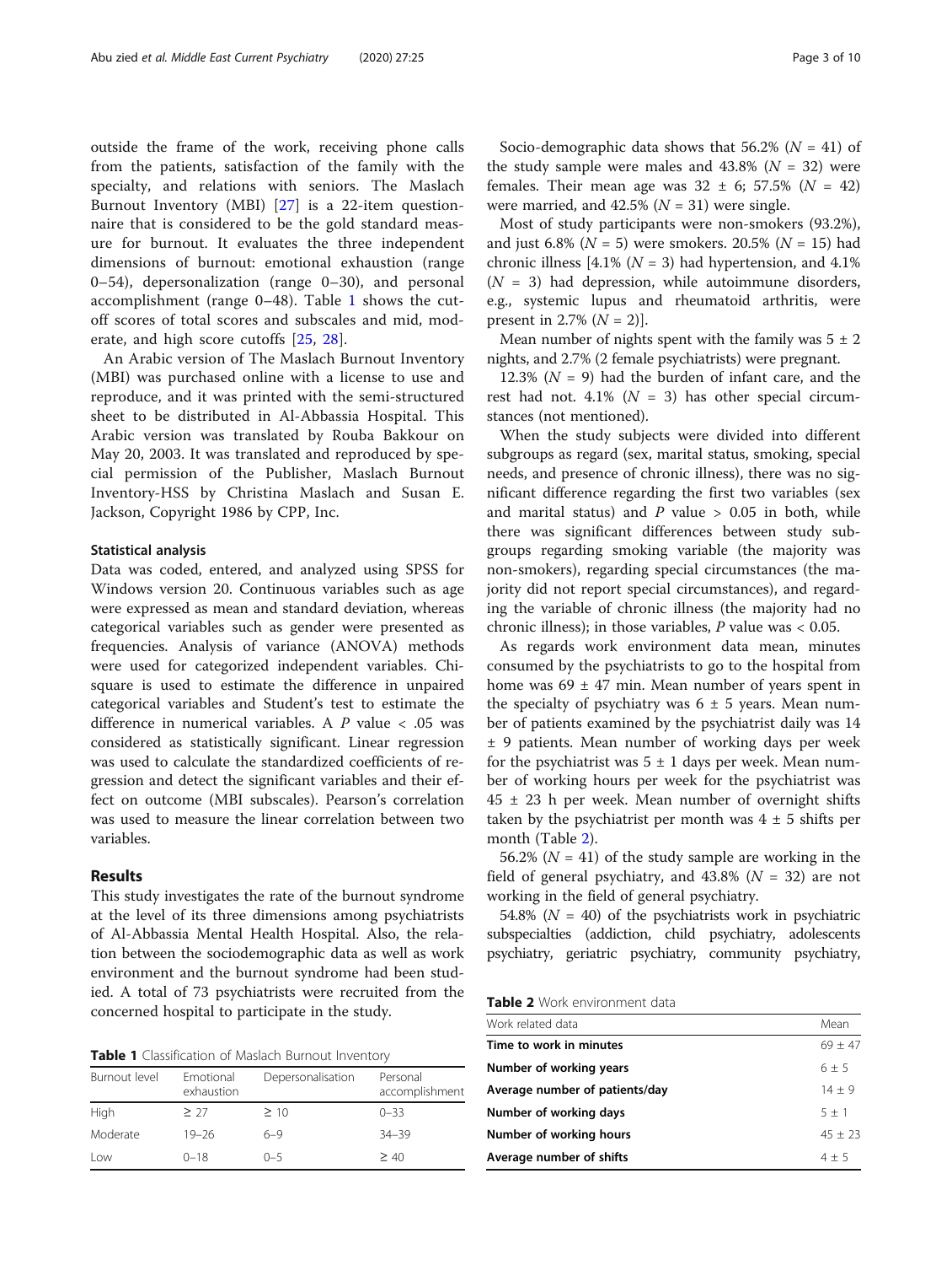outside the frame of the work, receiving phone calls from the patients, satisfaction of the family with the specialty, and relations with seniors. The Maslach Burnout Inventory (MBI) [27] is a 22-item questionnaire that is considered to be the gold standard measure for burnout. It evaluates the three independent dimensions of burnout: emotional exhaustion (range 0–54), depersonalization (range 0–30), and personal accomplishment (range 0–48). Table 1 shows the cutoff scores of total scores and subscales and mid, moderate, and high score cutoffs [25, 28].

An Arabic version of The Maslach Burnout Inventory (MBI) was purchased online with a license to use and reproduce, and it was printed with the semi-structured sheet to be distributed in Al-Abbassia Hospital. This Arabic version was translated by Rouba Bakkour on May 20, 2003. It was translated and reproduced by special permission of the Publisher, Maslach Burnout Inventory-HSS by Christina Maslach and Susan E. Jackson, Copyright 1986 by CPP, Inc.

### Statistical analysis

Data was coded, entered, and analyzed using SPSS for Windows version 20. Continuous variables such as age were expressed as mean and standard deviation, whereas categorical variables such as gender were presented as frequencies. Analysis of variance (ANOVA) methods were used for categorized independent variables. Chi-square is used to estimate the difference in unpaired categorical variables and Student's test to estimate the difference in numerical variables. A $P$ value $< .05$ was considered as statistically significant. Linear regression was used to calculate the standardized coefficients of regression and detect the significant variables and their effect on outcome (MBI subscales). Pearson's correlation was used to measure the linear correlation between two variables.

## Results

This study investigates the rate of the burnout syndrome at the level of its three dimensions among psychiatrists of Al-Abbassia Mental Health Hospital. Also, the relation between the sociodemographic data as well as work environment and the burnout syndrome had been studied. A total of 73 psychiatrists were recruited from the concerned hospital to participate in the study.

**Table 1** Classification of Maslach Burnout Inventory

| Burnout level | Emotional exhaustion | Depersonalisation | Personal accomplishment |
|---|---|---|---|
| High | ≥ 27 | ≥ 10 | 0–33 |
| Moderate | 19–26 | 6–9 | 34–39 |
| Low | 0–18 | 0–5 | ≥ 40 |

Socio-demographic data shows that 56.2% ($N = 41$) of the study sample were males and 43.8% ($N = 32$) were females. Their mean age was $32 \pm 6$; 57.5% ($N = 42$) were married, and 42.5% ($N = 31$) were single.

Most of study participants were non-smokers (93.2%), and just 6.8% ($N = 5$) were smokers. 20.5% ($N = 15$) had chronic illness [4.1% ($N = 3$) had hypertension, and 4.1% ($N = 3$) had depression, while autoimmune disorders, e.g., systemic lupus and rheumatoid arthritis, were present in 2.7% ($N = 2$)].

Mean number of nights spent with the family was $5 \pm 2$ nights, and 2.7% (2 female psychiatrists) were pregnant.

12.3% ($N = 9$) had the burden of infant care, and the rest had not. 4.1% ($N = 3$) has other special circumstances (not mentioned).

When the study subjects were divided into different subgroups as regard (sex, marital status, smoking, special needs, and presence of chronic illness), there was no significant difference regarding the first two variables (sex and marital status) and $P$ value $> 0.05$ in both, while there was significant differences between study subgroups regarding smoking variable (the majority was non-smokers), regarding special circumstances (the majority did not report special circumstances), and regarding the variable of chronic illness (the majority had no chronic illness); in those variables, $P$ value was $< 0.05$.

As regards work environment data mean, minutes consumed by the psychiatrists to go to the hospital from home was $69 \pm 47$ min. Mean number of years spent in the specialty of psychiatry was $6 \pm 5$ years. Mean number of patients examined by the psychiatrist daily was $14 \pm 9$ patients. Mean number of working days per week for the psychiatrist was $5 \pm 1$ days per week. Mean number of working hours per week for the psychiatrist was $45 \pm 23$ h per week. Mean number of overnight shifts taken by the psychiatrist per month was $4 \pm 5$ shifts per month (Table 2).

56.2% ($N = 41$) of the study sample are working in the field of general psychiatry, and 43.8% ($N = 32$) are not working in the field of general psychiatry.

54.8% ($N = 40$) of the psychiatrists work in psychiatric subspecialties (addiction, child psychiatry, adolescents psychiatry, geriatric psychiatry, community psychiatry,

**Table 2** Work environment data

| Work related data | Mean |
|---|---|
| **Time to work in minutes** | $69 \pm 47$ |
| **Number of working years** | $6 \pm 5$ |
| **Average number of patients/day** | $14 \pm 9$ |
| **Number of working days** | $5 \pm 1$ |
| **Number of working hours** | $45 \pm 23$ |
| **Average number of shifts** | $4 \pm 5$ |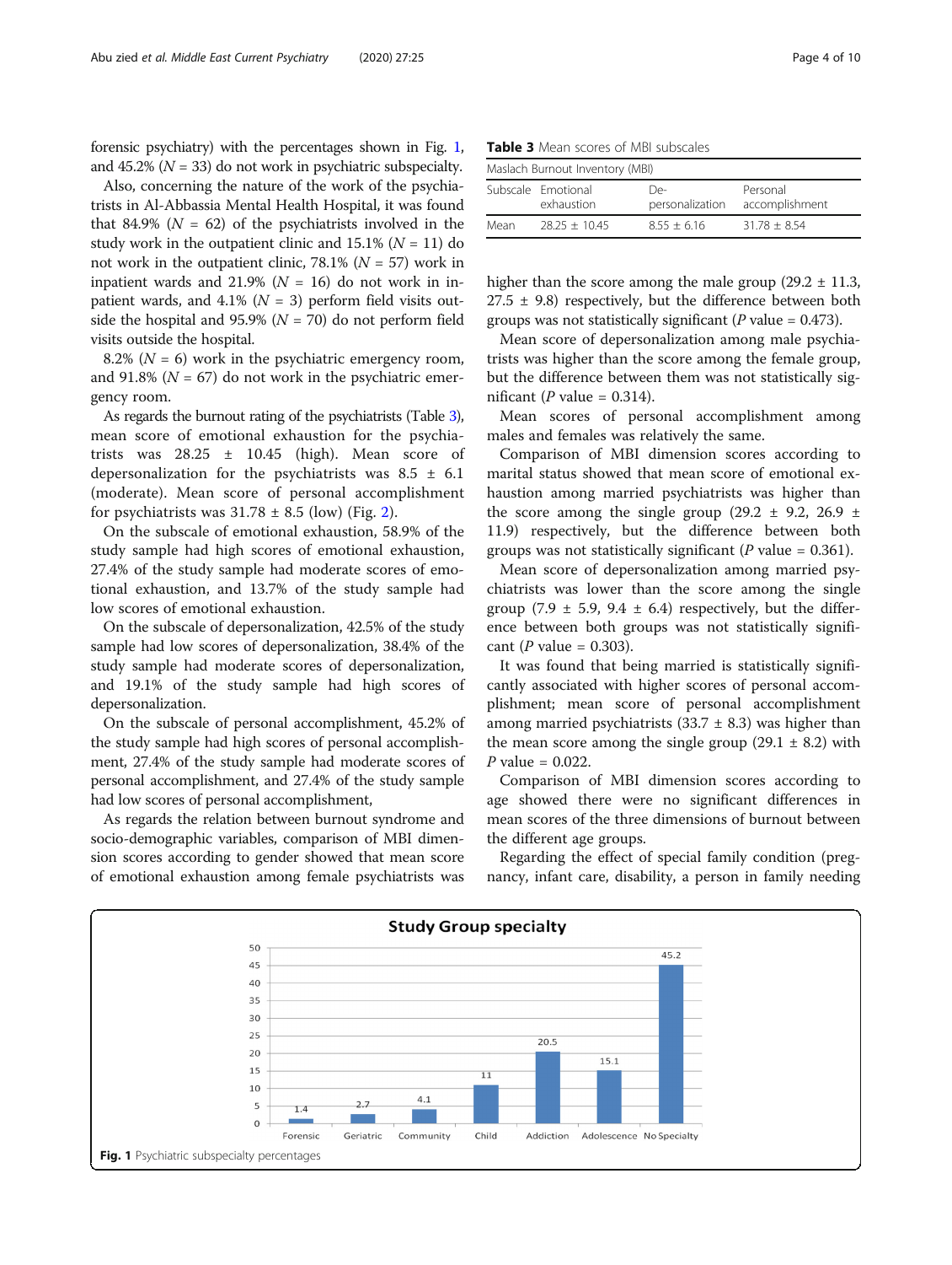forensic psychiatry) with the percentages shown in Fig. 1, and 45.2% ($N$ = 33) do not work in psychiatric subspecialty.

Also, concerning the nature of the work of the psychiatrists in Al-Abbassia Mental Health Hospital, it was found that 84.9% ($N$ = 62) of the psychiatrists involved in the study work in the outpatient clinic and 15.1% ($N$ = 11) do not work in the outpatient clinic, 78.1% ($N$ = 57) work in inpatient wards and 21.9% ($N$ = 16) do not work in inpatient wards, and 4.1% ($N$ = 3) perform field visits outside the hospital and 95.9% ($N$ = 70) do not perform field visits outside the hospital.

8.2% ($N$ = 6) work in the psychiatric emergency room, and 91.8% ($N$ = 67) do not work in the psychiatric emergency room.

As regards the burnout rating of the psychiatrists (Table 3), mean score of emotional exhaustion for the psychiatrists was 28.25 ± 10.45 (high). Mean score of depersonalization for the psychiatrists was 8.5 ± 6.1 (moderate). Mean score of personal accomplishment for psychiatrists was 31.78 ± 8.5 (low) (Fig. 2).

On the subscale of emotional exhaustion, 58.9% of the study sample had high scores of emotional exhaustion, 27.4% of the study sample had moderate scores of emotional exhaustion, and 13.7% of the study sample had low scores of emotional exhaustion.

On the subscale of depersonalization, 42.5% of the study sample had low scores of depersonalization, 38.4% of the study sample had moderate scores of depersonalization, and 19.1% of the study sample had high scores of depersonalization.

On the subscale of personal accomplishment, 45.2% of the study sample had high scores of personal accomplishment, 27.4% of the study sample had moderate scores of personal accomplishment, and 27.4% of the study sample had low scores of personal accomplishment,

As regards the relation between burnout syndrome and socio-demographic variables, comparison of MBI dimension scores according to gender showed that mean score of emotional exhaustion among female psychiatrists was higher than the score among the male group (29.2 ± 11.3, 27.5 ± 9.8) respectively, but the difference between both groups was not statistically significant ($P$ value = 0.473).

Mean score of depersonalization among male psychiatrists was higher than the score among the female group, but the difference between them was not statistically significant ($P$ value = 0.314).

Mean scores of personal accomplishment among males and females was relatively the same.

Comparison of MBI dimension scores according to marital status showed that mean score of emotional exhaustion among married psychiatrists was higher than the score among the single group (29.2 ± 9.2, 26.9 ± 11.9) respectively, but the difference between both groups was not statistically significant ($P$ value = 0.361).

Mean score of depersonalization among married psychiatrists was lower than the score among the single group (7.9 ± 5.9, 9.4 ± 6.4) respectively, but the difference between both groups was not statistically significant ($P$ value = 0.303).

It was found that being married is statistically significantly associated with higher scores of personal accomplishment; mean score of personal accomplishment among married psychiatrists (33.7 ± 8.3) was higher than the mean score among the single group (29.1 ± 8.2) with $P$ value = 0.022.

Comparison of MBI dimension scores according to age showed there were no significant differences in mean scores of the three dimensions of burnout between the different age groups.

Regarding the effect of special family condition (pregnancy, infant care, disability, a person in family needing

**Table 3** Mean scores of MBI subscales

| Maslach Burnout Inventory (MBI) | | | |
|---|---|---|---|
| Subscale | Emotional exhaustion | De-personalization | Personal accomplishment |
| Mean | 28.25 ± 10.45 | 8.55 ± 6.16 | 31.78 ± 8.54 |

**Study Group specialty**

| Forensic | Geriatric | Community | Child | Addiction | Adolescence | No Specialty |
|---|---|---|---|---|---|---|
| 1.4 | 2.7 | 4.1 | 11 | 20.5 | 15.1 | 45.2 |

**Fig. 1** Psychiatric subspecialty percentages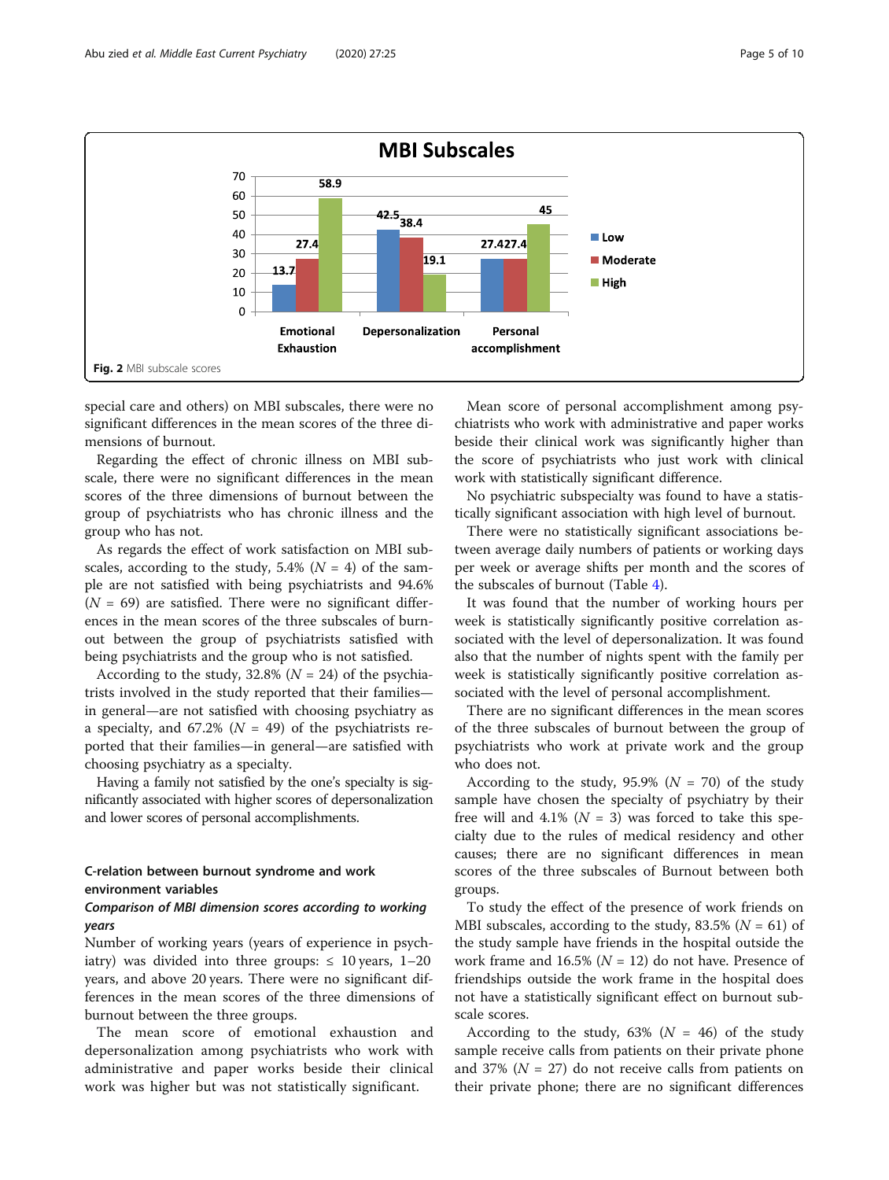Fig. 2 MBI subscale scores

special care and others) on MBI subscales, there were no significant differences in the mean scores of the three dimensions of burnout.

Regarding the effect of chronic illness on MBI subscale, there were no significant differences in the mean scores of the three dimensions of burnout between the group of psychiatrists who has chronic illness and the group who has not.

As regards the effect of work satisfaction on MBI subscales, according to the study, 5.4% (*N* = 4) of the sample are not satisfied with being psychiatrists and 94.6% (*N* = 69) are satisfied. There were no significant differences in the mean scores of the three subscales of burnout between the group of psychiatrists satisfied with being psychiatrists and the group who is not satisfied.

According to the study, 32.8% (*N* = 24) of the psychiatrists involved in the study reported that their families—in general—are not satisfied with choosing psychiatry as a specialty, and 67.2% (*N* = 49) of the psychiatrists reported that their families—in general—are satisfied with choosing psychiatry as a specialty.

Having a family not satisfied by the one's specialty is significantly associated with higher scores of depersonalization and lower scores of personal accomplishments.

### C-relation between burnout syndrome and work environment variables

#### *Comparison of MBI dimension scores according to working years*

Number of working years (years of experience in psychiatry) was divided into three groups: ≤ 10 years, 1–20 years, and above 20 years. There were no significant differences in the mean scores of the three dimensions of burnout between the three groups.

The mean score of emotional exhaustion and depersonalization among psychiatrists who work with administrative and paper works beside their clinical work was higher but was not statistically significant.

Mean score of personal accomplishment among psychiatrists who work with administrative and paper works beside their clinical work was significantly higher than the score of psychiatrists who just work with clinical work with statistically significant difference.

No psychiatric subspecialty was found to have a statistically significant association with high level of burnout.

There were no statistically significant associations between average daily numbers of patients or working days per week or average shifts per month and the scores of the subscales of burnout (Table 4).

It was found that the number of working hours per week is statistically significantly positive correlation associated with the level of depersonalization. It was found also that the number of nights spent with the family per week is statistically significantly positive correlation associated with the level of personal accomplishment.

There are no significant differences in the mean scores of the three subscales of burnout between the group of psychiatrists who work at private work and the group who does not.

According to the study, 95.9% (*N* = 70) of the study sample have chosen the specialty of psychiatry by their free will and 4.1% (*N* = 3) was forced to take this specialty due to the rules of medical residency and other causes; there are no significant differences in mean scores of the three subscales of Burnout between both groups.

To study the effect of the presence of work friends on MBI subscales, according to the study, 83.5% (*N* = 61) of the study sample have friends in the hospital outside the work frame and 16.5% (*N* = 12) do not have. Presence of friendships outside the work frame in the hospital does not have a statistically significant effect on burnout subscale scores.

According to the study, 63% (*N* = 46) of the study sample receive calls from patients on their private phone and 37% (*N* = 27) do not receive calls from patients on their private phone; there are no significant differences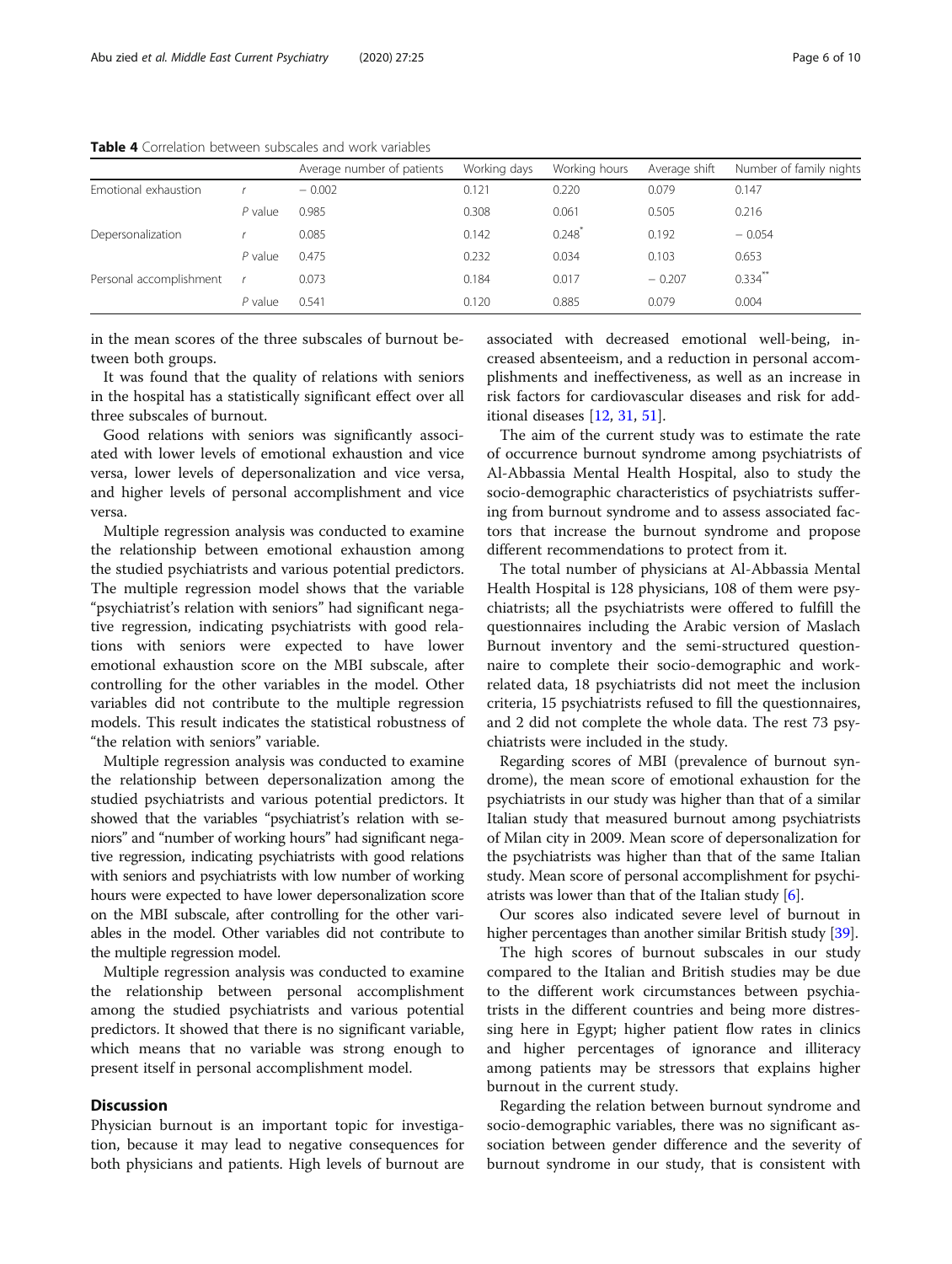**Table 4** Correlation between subscales and work variables

| | | Average number of patients | Working days | Working hours | Average shift | Number of family nights |
|---|---|---|---|---|---|---|
| Emotional exhaustion | $r$ | − 0.002 | 0.121 | 0.220 | 0.079 | 0.147 |
| | $P$ value | 0.985 | 0.308 | 0.061 | 0.505 | 0.216 |
| Depersonalization | $r$ | 0.085 | 0.142 | 0.248* | 0.192 | − 0.054 |
| | $P$ value | 0.475 | 0.232 | 0.034 | 0.103 | 0.653 |
| Personal accomplishment | $r$ | 0.073 | 0.184 | 0.017 | − 0.207 | 0.334** |
| | $P$ value | 0.541 | 0.120 | 0.885 | 0.079 | 0.004 |

in the mean scores of the three subscales of burnout between both groups.

It was found that the quality of relations with seniors in the hospital has a statistically significant effect over all three subscales of burnout.

Good relations with seniors was significantly associated with lower levels of emotional exhaustion and vice versa, lower levels of depersonalization and vice versa, and higher levels of personal accomplishment and vice versa.

Multiple regression analysis was conducted to examine the relationship between emotional exhaustion among the studied psychiatrists and various potential predictors. The multiple regression model shows that the variable "psychiatrist's relation with seniors" had significant negative regression, indicating psychiatrists with good relations with seniors were expected to have lower emotional exhaustion score on the MBI subscale, after controlling for the other variables in the model. Other variables did not contribute to the multiple regression models. This result indicates the statistical robustness of "the relation with seniors" variable.

Multiple regression analysis was conducted to examine the relationship between depersonalization among the studied psychiatrists and various potential predictors. It showed that the variables "psychiatrist's relation with seniors" and "number of working hours" had significant negative regression, indicating psychiatrists with good relations with seniors and psychiatrists with low number of working hours were expected to have lower depersonalization score on the MBI subscale, after controlling for the other variables in the model. Other variables did not contribute to the multiple regression model.

Multiple regression analysis was conducted to examine the relationship between personal accomplishment among the studied psychiatrists and various potential predictors. It showed that there is no significant variable, which means that no variable was strong enough to present itself in personal accomplishment model.

## Discussion

Physician burnout is an important topic for investigation, because it may lead to negative consequences for both physicians and patients. High levels of burnout are associated with decreased emotional well-being, increased absenteeism, and a reduction in personal accomplishments and ineffectiveness, as well as an increase in risk factors for cardiovascular diseases and risk for additional diseases [12, 31, 51].

The aim of the current study was to estimate the rate of occurrence burnout syndrome among psychiatrists of Al-Abbassia Mental Health Hospital, also to study the socio-demographic characteristics of psychiatrists suffering from burnout syndrome and to assess associated factors that increase the burnout syndrome and propose different recommendations to protect from it.

The total number of physicians at Al-Abbassia Mental Health Hospital is 128 physicians, 108 of them were psychiatrists; all the psychiatrists were offered to fulfill the questionnaires including the Arabic version of Maslach Burnout inventory and the semi-structured questionnaire to complete their socio-demographic and work-related data, 18 psychiatrists did not meet the inclusion criteria, 15 psychiatrists refused to fill the questionnaires, and 2 did not complete the whole data. The rest 73 psychiatrists were included in the study.

Regarding scores of MBI (prevalence of burnout syndrome), the mean score of emotional exhaustion for the psychiatrists in our study was higher than that of a similar Italian study that measured burnout among psychiatrists of Milan city in 2009. Mean score of depersonalization for the psychiatrists was higher than that of the same Italian study. Mean score of personal accomplishment for psychiatrists was lower than that of the Italian study [6].

Our scores also indicated severe level of burnout in higher percentages than another similar British study [39].

The high scores of burnout subscales in our study compared to the Italian and British studies may be due to the different work circumstances between psychiatrists in the different countries and being more distressing here in Egypt; higher patient flow rates in clinics and higher percentages of ignorance and illiteracy among patients may be stressors that explains higher burnout in the current study.

Regarding the relation between burnout syndrome and socio-demographic variables, there was no significant association between gender difference and the severity of burnout syndrome in our study, that is consistent with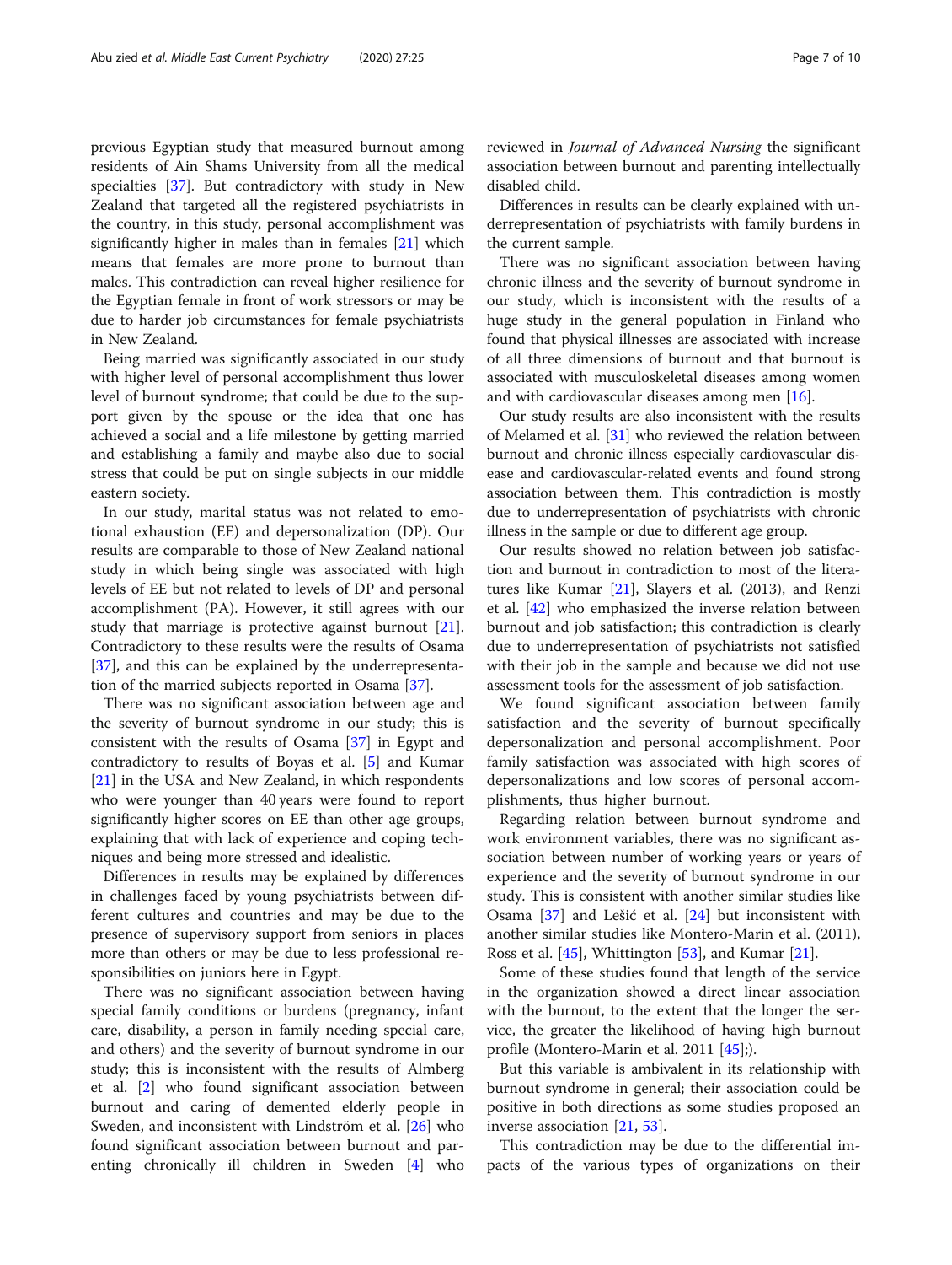previous Egyptian study that measured burnout among residents of Ain Shams University from all the medical specialties [37]. But contradictory with study in New Zealand that targeted all the registered psychiatrists in the country, in this study, personal accomplishment was significantly higher in males than in females [21] which means that females are more prone to burnout than males. This contradiction can reveal higher resilience for the Egyptian female in front of work stressors or may be due to harder job circumstances for female psychiatrists in New Zealand.

Being married was significantly associated in our study with higher level of personal accomplishment thus lower level of burnout syndrome; that could be due to the support given by the spouse or the idea that one has achieved a social and a life milestone by getting married and establishing a family and maybe also due to social stress that could be put on single subjects in our middle eastern society.

In our study, marital status was not related to emotional exhaustion (EE) and depersonalization (DP). Our results are comparable to those of New Zealand national study in which being single was associated with high levels of EE but not related to levels of DP and personal accomplishment (PA). However, it still agrees with our study that marriage is protective against burnout [21]. Contradictory to these results were the results of Osama [37], and this can be explained by the underrepresentation of the married subjects reported in Osama [37].

There was no significant association between age and the severity of burnout syndrome in our study; this is consistent with the results of Osama [37] in Egypt and contradictory to results of Boyas et al. [5] and Kumar [21] in the USA and New Zealand, in which respondents who were younger than 40 years were found to report significantly higher scores on EE than other age groups, explaining that with lack of experience and coping techniques and being more stressed and idealistic.

Differences in results may be explained by differences in challenges faced by young psychiatrists between different cultures and countries and may be due to the presence of supervisory support from seniors in places more than others or may be due to less professional responsibilities on juniors here in Egypt.

There was no significant association between having special family conditions or burdens (pregnancy, infant care, disability, a person in family needing special care, and others) and the severity of burnout syndrome in our study; this is inconsistent with the results of Almberg et al. [2] who found significant association between burnout and caring of demented elderly people in Sweden, and inconsistent with Lindström et al. [26] who found significant association between burnout and parenting chronically ill children in Sweden [4] who reviewed in *Journal of Advanced Nursing* the significant association between burnout and parenting intellectually disabled child.

Differences in results can be clearly explained with underrepresentation of psychiatrists with family burdens in the current sample.

There was no significant association between having chronic illness and the severity of burnout syndrome in our study, which is inconsistent with the results of a huge study in the general population in Finland who found that physical illnesses are associated with increase of all three dimensions of burnout and that burnout is associated with musculoskeletal diseases among women and with cardiovascular diseases among men [16].

Our study results are also inconsistent with the results of Melamed et al. [31] who reviewed the relation between burnout and chronic illness especially cardiovascular disease and cardiovascular-related events and found strong association between them. This contradiction is mostly due to underrepresentation of psychiatrists with chronic illness in the sample or due to different age group.

Our results showed no relation between job satisfaction and burnout in contradiction to most of the literatures like Kumar [21], Slayers et al. (2013), and Renzi et al. [42] who emphasized the inverse relation between burnout and job satisfaction; this contradiction is clearly due to underrepresentation of psychiatrists not satisfied with their job in the sample and because we did not use assessment tools for the assessment of job satisfaction.

We found significant association between family satisfaction and the severity of burnout specifically depersonalization and personal accomplishment. Poor family satisfaction was associated with high scores of depersonalizations and low scores of personal accomplishments, thus higher burnout.

Regarding relation between burnout syndrome and work environment variables, there was no significant association between number of working years or years of experience and the severity of burnout syndrome in our study. This is consistent with another similar studies like Osama [37] and Lešić et al. [24] but inconsistent with another similar studies like Montero-Marin et al. (2011), Ross et al. [45], Whittington [53], and Kumar [21].

Some of these studies found that length of the service in the organization showed a direct linear association with the burnout, to the extent that the longer the service, the greater the likelihood of having high burnout profile (Montero-Marin et al. 2011 [45];).

But this variable is ambivalent in its relationship with burnout syndrome in general; their association could be positive in both directions as some studies proposed an inverse association [21, 53].

This contradiction may be due to the differential impacts of the various types of organizations on their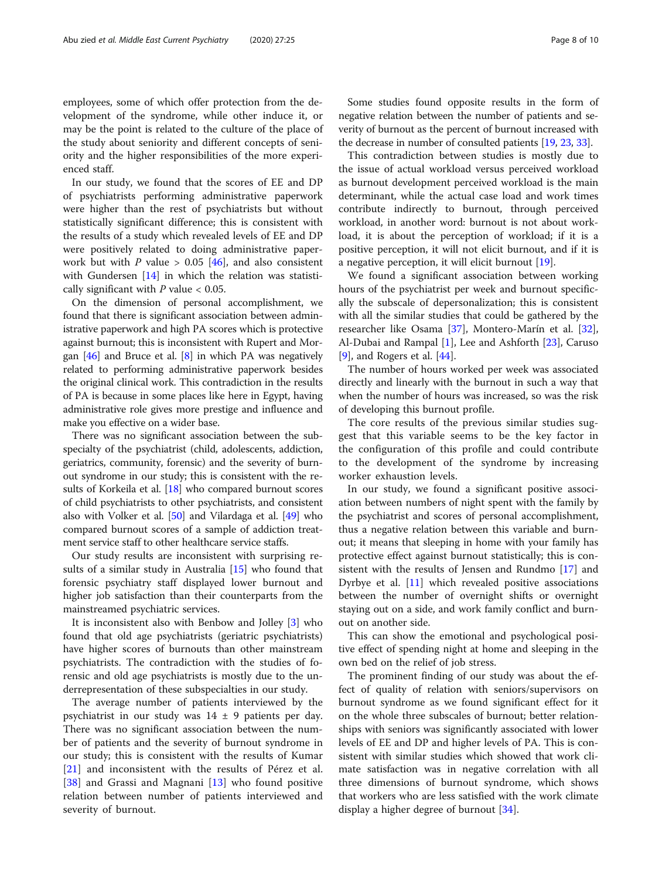employees, some of which offer protection from the development of the syndrome, while other induce it, or may be the point is related to the culture of the place of the study about seniority and different concepts of seniority and the higher responsibilities of the more experienced staff.

In our study, we found that the scores of EE and DP of psychiatrists performing administrative paperwork were higher than the rest of psychiatrists but without statistically significant difference; this is consistent with the results of a study which revealed levels of EE and DP were positively related to doing administrative paperwork but with $P$ value > 0.05 [46], and also consistent with Gundersen [14] in which the relation was statistically significant with $P$ value < 0.05.

On the dimension of personal accomplishment, we found that there is significant association between administrative paperwork and high PA scores which is protective against burnout; this is inconsistent with Rupert and Morgan [46] and Bruce et al. [8] in which PA was negatively related to performing administrative paperwork besides the original clinical work. This contradiction in the results of PA is because in some places like here in Egypt, having administrative role gives more prestige and influence and make you effective on a wider base.

There was no significant association between the subspecialty of the psychiatrist (child, adolescents, addiction, geriatrics, community, forensic) and the severity of burnout syndrome in our study; this is consistent with the results of Korkeila et al. [18] who compared burnout scores of child psychiatrists to other psychiatrists, and consistent also with Volker et al. [50] and Vilardaga et al. [49] who compared burnout scores of a sample of addiction treatment service staff to other healthcare service staffs.

Our study results are inconsistent with surprising results of a similar study in Australia [15] who found that forensic psychiatry staff displayed lower burnout and higher job satisfaction than their counterparts from the mainstreamed psychiatric services.

It is inconsistent also with Benbow and Jolley [3] who found that old age psychiatrists (geriatric psychiatrists) have higher scores of burnouts than other mainstream psychiatrists. The contradiction with the studies of forensic and old age psychiatrists is mostly due to the underrepresentation of these subspecialties in our study.

The average number of patients interviewed by the psychiatrist in our study was 14 ± 9 patients per day. There was no significant association between the number of patients and the severity of burnout syndrome in our study; this is consistent with the results of Kumar [21] and inconsistent with the results of Pérez et al. [38] and Grassi and Magnani [13] who found positive relation between number of patients interviewed and severity of burnout.

Some studies found opposite results in the form of negative relation between the number of patients and severity of burnout as the percent of burnout increased with the decrease in number of consulted patients [19, 23, 33].

This contradiction between studies is mostly due to the issue of actual workload versus perceived workload as burnout development perceived workload is the main determinant, while the actual case load and work times contribute indirectly to burnout, through perceived workload, in another word: burnout is not about workload, it is about the perception of workload; if it is a positive perception, it will not elicit burnout, and if it is a negative perception, it will elicit burnout [19].

We found a significant association between working hours of the psychiatrist per week and burnout specifically the subscale of depersonalization; this is consistent with all the similar studies that could be gathered by the researcher like Osama [37], Montero-Marín et al. [32], Al-Dubai and Rampal [1], Lee and Ashforth [23], Caruso [9], and Rogers et al. [44].

The number of hours worked per week was associated directly and linearly with the burnout in such a way that when the number of hours was increased, so was the risk of developing this burnout profile.

The core results of the previous similar studies suggest that this variable seems to be the key factor in the configuration of this profile and could contribute to the development of the syndrome by increasing worker exhaustion levels.

In our study, we found a significant positive association between numbers of night spent with the family by the psychiatrist and scores of personal accomplishment, thus a negative relation between this variable and burnout; it means that sleeping in home with your family has protective effect against burnout statistically; this is consistent with the results of Jensen and Rundmo [17] and Dyrbye et al. [11] which revealed positive associations between the number of overnight shifts or overnight staying out on a side, and work family conflict and burnout on another side.

This can show the emotional and psychological positive effect of spending night at home and sleeping in the own bed on the relief of job stress.

The prominent finding of our study was about the effect of quality of relation with seniors/supervisors on burnout syndrome as we found significant effect for it on the whole three subscales of burnout; better relationships with seniors was significantly associated with lower levels of EE and DP and higher levels of PA. This is consistent with similar studies which showed that work climate satisfaction was in negative correlation with all three dimensions of burnout syndrome, which shows that workers who are less satisfied with the work climate display a higher degree of burnout [34].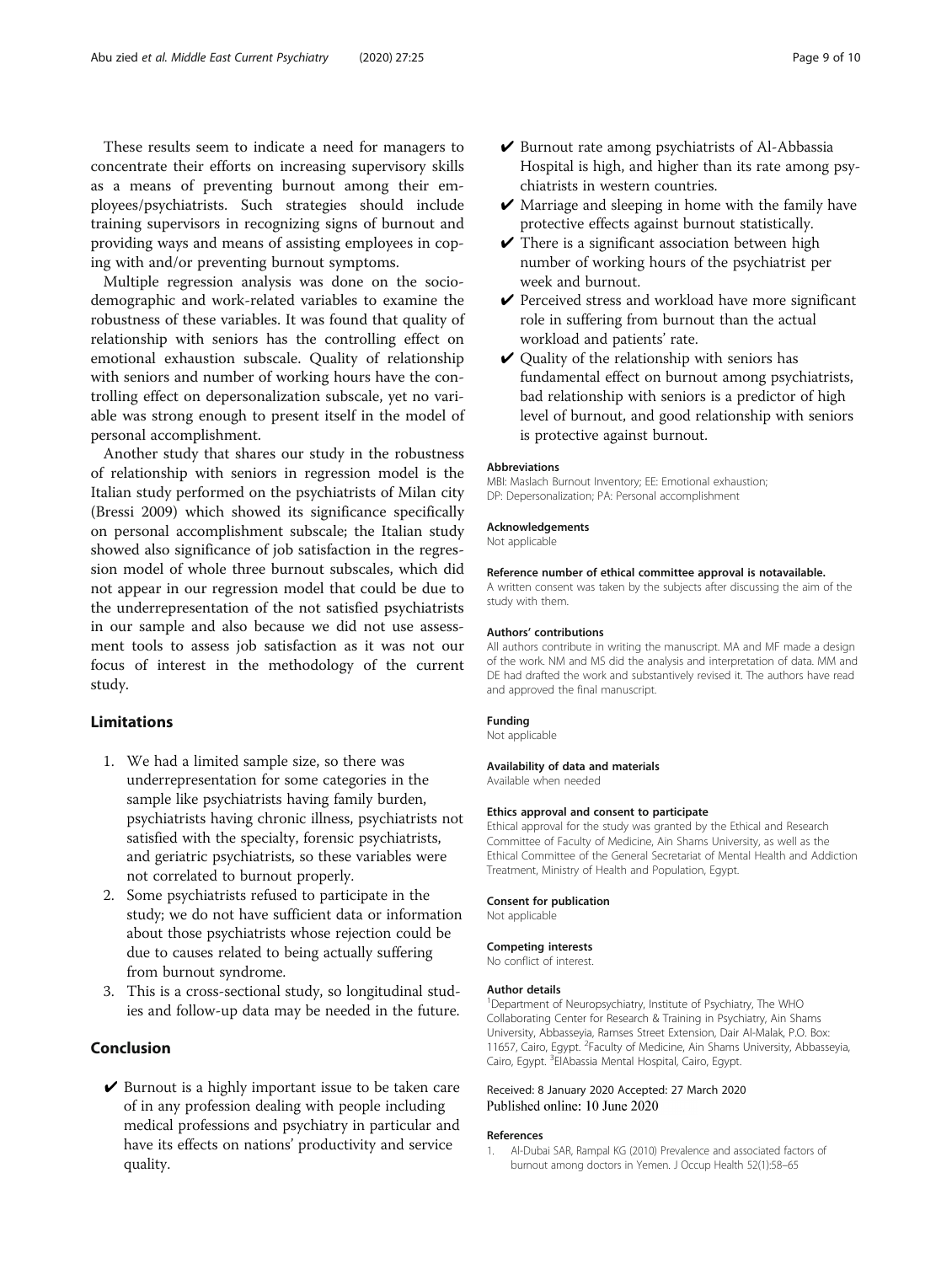These results seem to indicate a need for managers to concentrate their efforts on increasing supervisory skills as a means of preventing burnout among their employees/psychiatrists. Such strategies should include training supervisors in recognizing signs of burnout and providing ways and means of assisting employees in coping with and/or preventing burnout symptoms.

Multiple regression analysis was done on the sociodemographic and work-related variables to examine the robustness of these variables. It was found that quality of relationship with seniors has the controlling effect on emotional exhaustion subscale. Quality of relationship with seniors and number of working hours have the controlling effect on depersonalization subscale, yet no variable was strong enough to present itself in the model of personal accomplishment.

Another study that shares our study in the robustness of relationship with seniors in regression model is the Italian study performed on the psychiatrists of Milan city (Bressi 2009) which showed its significance specifically on personal accomplishment subscale; the Italian study showed also significance of job satisfaction in the regression model of whole three burnout subscales, which did not appear in our regression model that could be due to the underrepresentation of the not satisfied psychiatrists in our sample and also because we did not use assessment tools to assess job satisfaction as it was not our focus of interest in the methodology of the current study.

## Limitations

1. We had a limited sample size, so there was underrepresentation for some categories in the sample like psychiatrists having family burden, psychiatrists having chronic illness, psychiatrists not satisfied with the specialty, forensic psychiatrists, and geriatric psychiatrists, so these variables were not correlated to burnout properly.
2. Some psychiatrists refused to participate in the study; we do not have sufficient data or information about those psychiatrists whose rejection could be due to causes related to being actually suffering from burnout syndrome.
3. This is a cross-sectional study, so longitudinal studies and follow-up data may be needed in the future.

## Conclusion

- ✔ Burnout is a highly important issue to be taken care of in any profession dealing with people including medical professions and psychiatry in particular and have its effects on nations' productivity and service quality.
- ✔ Burnout rate among psychiatrists of Al-Abbassia Hospital is high, and higher than its rate among psychiatrists in western countries.
- ✔ Marriage and sleeping in home with the family have protective effects against burnout statistically.
- ✔ There is a significant association between high number of working hours of the psychiatrist per week and burnout.
- ✔ Perceived stress and workload have more significant role in suffering from burnout than the actual workload and patients' rate.
- ✔ Quality of the relationship with seniors has fundamental effect on burnout among psychiatrists, bad relationship with seniors is a predictor of high level of burnout, and good relationship with seniors is protective against burnout.

#### Abbreviations

MBI: Maslach Burnout Inventory; EE: Emotional exhaustion; DP: Depersonalization; PA: Personal accomplishment

#### Acknowledgements

Not applicable

#### Reference number of ethical committee approval is notavailable.

A written consent was taken by the subjects after discussing the aim of the study with them.

#### Authors' contributions

All authors contribute in writing the manuscript. MA and MF made a design of the work. NM and MS did the analysis and interpretation of data. MM and DE had drafted the work and substantively revised it. The authors have read and approved the final manuscript.

#### Funding

Not applicable

#### Availability of data and materials

Available when needed

#### Ethics approval and consent to participate

Ethical approval for the study was granted by the Ethical and Research Committee of Faculty of Medicine, Ain Shams University, as well as the Ethical Committee of the General Secretariat of Mental Health and Addiction Treatment, Ministry of Health and Population, Egypt.

#### Consent for publication

Not applicable

#### Competing interests

No conflict of interest.

#### Author details

[1]Department of Neuropsychiatry, Institute of Psychiatry, The WHO Collaborating Center for Research & Training in Psychiatry, Ain Shams University, Abbasseyia, Ramses Street Extension, Dair Al-Malak, P.O. Box: 11657, Cairo, Egypt. [2]Faculty of Medicine, Ain Shams University, Abbasseyia, Cairo, Egypt. [3]ElAbassia Mental Hospital, Cairo, Egypt.

Received: 8 January 2020 Accepted: 27 March 2020
Published online: 10 June 2020

#### References

1. Al-Dubai SAR, Rampal KG (2010) Prevalence and associated factors of burnout among doctors in Yemen. J Occup Health 52(1):58–65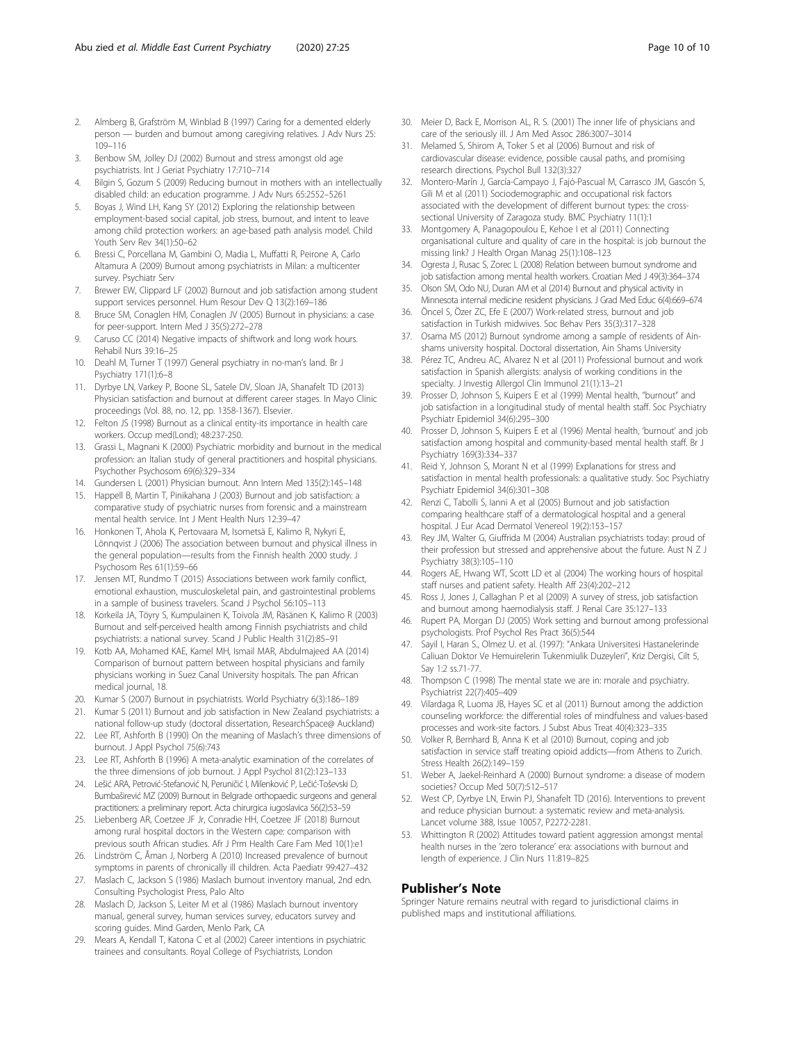2. Almberg B, Grafström M, Winblad B (1997) Caring for a demented elderly person — burden and burnout among caregiving relatives. J Adv Nurs 25: 109–116
3. Benbow SM, Jolley DJ (2002) Burnout and stress amongst old age psychiatrists. Int J Geriat Psychiatry 17:710–714
4. Bilgin S, Gozum S (2009) Reducing burnout in mothers with an intellectually disabled child: an education programme. J Adv Nurs 65:2552–5261
5. Boyas J, Wind LH, Kang SY (2012) Exploring the relationship between employment-based social capital, job stress, burnout, and intent to leave among child protection workers: an age-based path analysis model. Child Youth Serv Rev 34(1):50–62
6. Bressi C, Porcellana M, Gambini O, Madia L, Muffatti R, Peirone A, Carlo Altamura A (2009) Burnout among psychiatrists in Milan: a multicenter survey. Psychiatr Serv
7. Brewer EW, Clippard LF (2002) Burnout and job satisfaction among student support services personnel. Hum Resour Dev Q 13(2):169–186
8. Bruce SM, Conaglen HM, Conaglen JV (2005) Burnout in physicians: a case for peer-support. Intern Med J 35(5):272–278
9. Caruso CC (2014) Negative impacts of shiftwork and long work hours. Rehabil Nurs 39:16–25
10. Deahl M, Turner T (1997) General psychiatry in no-man's land. Br J Psychiatry 171(1):6–8
11. Dyrbye LN, Varkey P, Boone SL, Satele DV, Sloan JA, Shanafelt TD (2013) Physician satisfaction and burnout at different career stages. In Mayo Clinic proceedings (Vol. 88, no. 12, pp. 1358-1367). Elsevier.
12. Felton JS (1998) Burnout as a clinical entity-its importance in health care workers. Occup med(Lond); 48:237-250.
13. Grassi L, Magnani K (2000) Psychiatric morbidity and burnout in the medical profession: an Italian study of general practitioners and hospital physicians. Psychother Psychosom 69(6):329–334
14. Gundersen L (2001) Physician burnout. Ann Intern Med 135(2):145–148
15. Happell B, Martin T, Pinikahana J (2003) Burnout and job satisfaction: a comparative study of psychiatric nurses from forensic and a mainstream mental health service. Int J Ment Health Nurs 12:39–47
16. Honkonen T, Ahola K, Pertovaara M, Isometsä E, Kalimo R, Nykyri E, Lönnqvist J (2006) The association between burnout and physical illness in the general population—results from the Finnish health 2000 study. J Psychosom Res 61(1):59–66
17. Jensen MT, Rundmo T (2015) Associations between work family conflict, emotional exhaustion, musculoskeletal pain, and gastrointestinal problems in a sample of business travelers. Scand J Psychol 56:105–113
18. Korkeila JA, Töyry S, Kumpulainen K, Toivola JM, Räsänen K, Kalimo R (2003) Burnout and self-perceived health among Finnish psychiatrists and child psychiatrists: a national survey. Scand J Public Health 31(2):85–91
19. Kotb AA, Mohamed KAE, Kamel MH, Ismail MAR, Abdulmajeed AA (2014) Comparison of burnout pattern between hospital physicians and family physicians working in Suez Canal University hospitals. The pan African medical journal, 18.
20. Kumar S (2007) Burnout in psychiatrists. World Psychiatry 6(3):186–189
21. Kumar S (2011) Burnout and job satisfaction in New Zealand psychiatrists: a national follow-up study (doctoral dissertation, ResearchSpace@ Auckland)
22. Lee RT, Ashforth B (1990) On the meaning of Maslach's three dimensions of burnout. J Appl Psychol 75(6):743
23. Lee RT, Ashforth B (1996) A meta-analytic examination of the correlates of the three dimensions of job burnout. J Appl Psychol 81(2):123–133
24. Lešić ARA, Petrović-Stefanović N, Peruničić I, Milenković P, Lečić-Toševski D, Bumbaširević MZ (2009) Burnout in Belgrade orthopaedic surgeons and general practitioners: a preliminary report. Acta chirurgica iugoslavica 56(2):53–59
25. Liebenberg AR, Coetzee JF Jr, Conradie HH, Coetzee JF (2018) Burnout among rural hospital doctors in the Western cape: comparison with previous south African studies. Afr J Prm Health Care Fam Med 10(1):e1
26. Lindström C, Åman J, Norberg A (2010) Increased prevalence of burnout symptoms in parents of chronically ill children. Acta Paediatr 99:427–432
27. Maslach C, Jackson S (1986) Maslach burnout inventory manual, 2nd edn. Consulting Psychologist Press, Palo Alto
28. Maslach D, Jackson S, Leiter M et al (1986) Maslach burnout inventory manual, general survey, human services survey, educators survey and scoring guides. Mind Garden, Menlo Park, CA
29. Mears A, Kendall T, Katona C et al (2002) Career intentions in psychiatric trainees and consultants. Royal College of Psychiatrists, London
30. Meier D, Back E, Morrison AL, R. S. (2001) The inner life of physicians and care of the seriously ill. J Am Med Assoc 286:3007–3014
31. Melamed S, Shirom A, Toker S et al (2006) Burnout and risk of cardiovascular disease: evidence, possible causal paths, and promising research directions. Psychol Bull 132(3):327
32. Montero-Marín J, García-Campayo J, Fajó-Pascual M, Carrasco JM, Gascón S, Gili M et al (2011) Sociodemographic and occupational risk factors associated with the development of different burnout types: the cross-sectional University of Zaragoza study. BMC Psychiatry 11(1):1
33. Montgomery A, Panagopoulou E, Kehoe I et al (2011) Connecting organisational culture and quality of care in the hospital: is job burnout the missing link? J Health Organ Manag 25(1):108–123
34. Ogresta J, Rusac S, Zorec L (2008) Relation between burnout syndrome and job satisfaction among mental health workers. Croatian Med J 49(3):364–374
35. Olson SM, Odo NU, Duran AM et al (2014) Burnout and physical activity in Minnesota internal medicine resident physicians. J Grad Med Educ 6(4):669–674
36. Öncel S, Özer ZC, Efe E (2007) Work-related stress, burnout and job satisfaction in Turkish midwives. Soc Behav Pers 35(3):317–328
37. Osama MS (2012) Burnout syndrome among a sample of residents of Ain-shams university hospital. Doctoral dissertation, Ain Shams University
38. Pérez TC, Andreu AC, Alvarez N et al (2011) Professional burnout and work satisfaction in Spanish allergists: analysis of working conditions in the specialty. J Investig Allergol Clin Immunol 21(1):13–21
39. Prosser D, Johnson S, Kuipers E et al (1999) Mental health, "burnout" and job satisfaction in a longitudinal study of mental health staff. Soc Psychiatry Psychiatr Epidemiol 34(6):295–300
40. Prosser D, Johnson S, Kuipers E et al (1996) Mental health, 'burnout' and job satisfaction among hospital and community-based mental health staff. Br J Psychiatry 169(3):334–337
41. Reid Y, Johnson S, Morant N et al (1999) Explanations for stress and satisfaction in mental health professionals: a qualitative study. Soc Psychiatry Psychiatr Epidemiol 34(6):301–308
42. Renzi C, Tabolli S, Ianni A et al (2005) Burnout and job satisfaction comparing healthcare staff of a dermatological hospital and a general hospital. J Eur Acad Dermatol Venereol 19(2):153–157
43. Rey JM, Walter G, Giuffrida M (2004) Australian psychiatrists today: proud of their profession but stressed and apprehensive about the future. Aust N Z J Psychiatry 38(3):105–110
44. Rogers AE, Hwang WT, Scott LD et al (2004) The working hours of hospital staff nurses and patient safety. Health Aff 23(4):202–212
45. Ross J, Jones J, Callaghan P et al (2009) A survey of stress, job satisfaction and burnout among haemodialysis staff. J Renal Care 35:127–133
46. Rupert PA, Morgan DJ (2005) Work setting and burnout among professional psychologists. Prof Psychol Res Pract 36(5):544
47. Sayil I, Haran S., Olmez U. et al. (1997): "Ankara Universitesi Hastanelerinde Caliuan Doktor Ve Hemuirelerin Tukenmiulik Duzeyleri", Kriz Dergisi, Cilt 5, Say 1:2 ss.71-77.
48. Thompson C (1998) The mental state we are in: morale and psychiatry. Psychiatrist 22(7):405–409
49. Vilardaga R, Luoma JB, Hayes SC et al (2011) Burnout among the addiction counseling workforce: the differential roles of mindfulness and values-based processes and work-site factors. J Subst Abus Treat 40(4):323–335
50. Volker R, Bernhard B, Anna K et al (2010) Burnout, coping and job satisfaction in service staff treating opioid addicts—from Athens to Zurich. Stress Health 26(2):149–159
51. Weber A, Jaekel-Reinhard A (2000) Burnout syndrome: a disease of modern societies? Occup Med 50(7):512–517
52. West CP, Dyrbye LN, Erwin PJ, Shanafelt TD (2016). Interventions to prevent and reduce physician burnout: a systematic review and meta-analysis. Lancet volume 388, Issue 10057, P2272-2281.
53. Whittington R (2002) Attitudes toward patient aggression amongst mental health nurses in the 'zero tolerance' era: associations with burnout and length of experience. J Clin Nurs 11:819–825

## Publisher's Note

Springer Nature remains neutral with regard to jurisdictional claims in published maps and institutional affiliations.